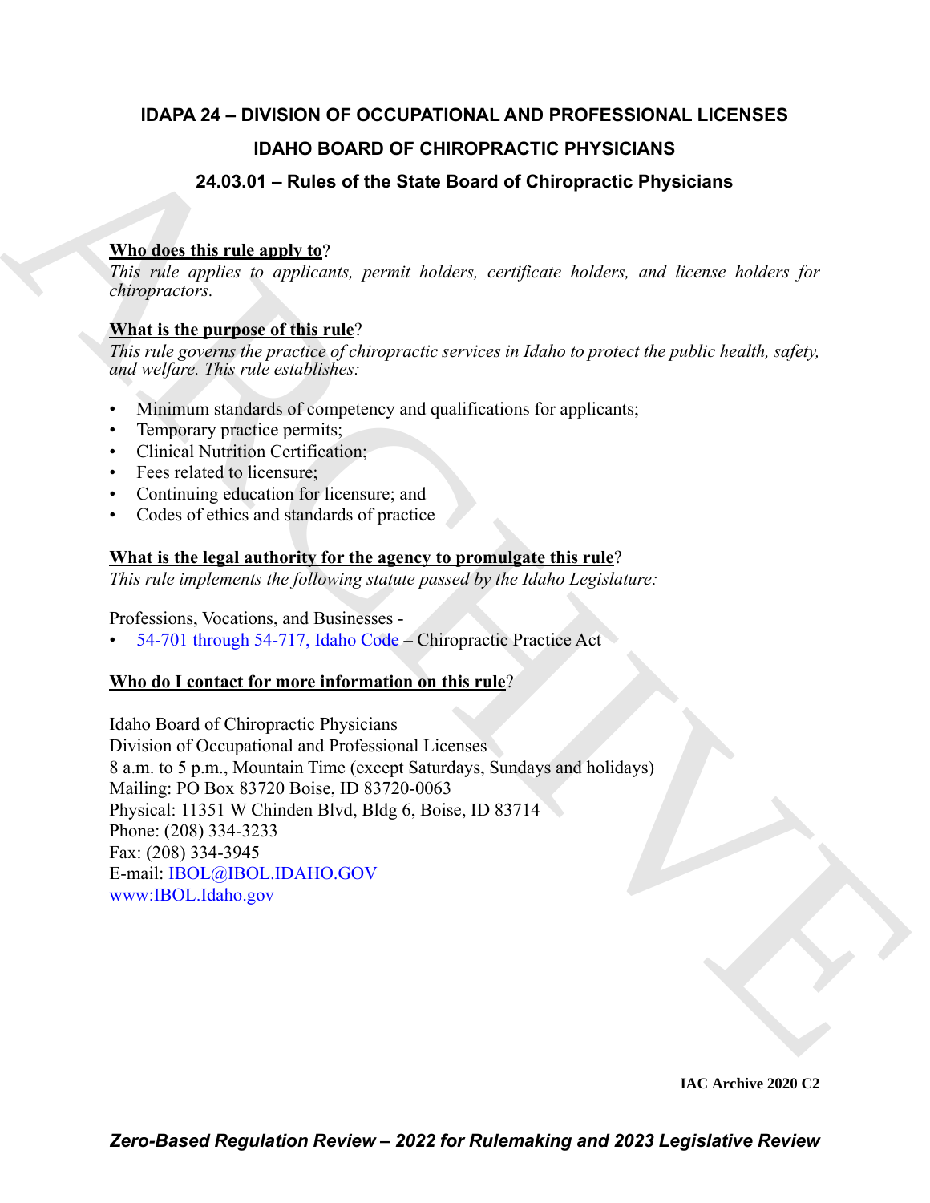# IDAPA 24 – DIVISION OF OCCUPATIONAL AND PROFESSIONAL LICENSES

## IDAHO BOARD OF CHIROPRACTIC PHYSICIANS

### 24.03.01 – Rules of the State Board of Chiropractic Physicians

**Who does this rule apply to**?

*This rule applies to applicants, permit holders, certificate holders, and license holders for chiropractors.*

**What is the purpose of this rule**?

*This rule governs the practice of chiropractic services in Idaho to protect the public health, safety, and welfare. This rule establishes:*

- Minimum standards of competency and qualifications for applicants;
- Temporary practice permits;
- Clinical Nutrition Certification;
- Fees related to licensure;
- Continuing education for licensure; and
- Codes of ethics and standards of practice

**What is the legal authority for the agency to promulgate this rule**?

*This rule implements the following statute passed by the Idaho Legislature:*

Professions, Vocations, and Businesses -

- 54-701 through 54-717, Idaho Code – Chiropractic Practice Act

**Who do I contact for more information on this rule**?

Idaho Board of Chiropractic Physicians
Division of Occupational and Professional Licenses
8 a.m. to 5 p.m., Mountain Time (except Saturdays, Sundays and holidays)
Mailing: PO Box 83720 Boise, ID 83720-0063
Physical: 11351 W Chinden Blvd, Bldg 6, Boise, ID 83714
Phone: (208) 334-3233
Fax: (208) 334-3945
E-mail: IBOL@IBOL.IDAHO.GOV
www:IBOL.Idaho.gov

IAC Archive 2020 C2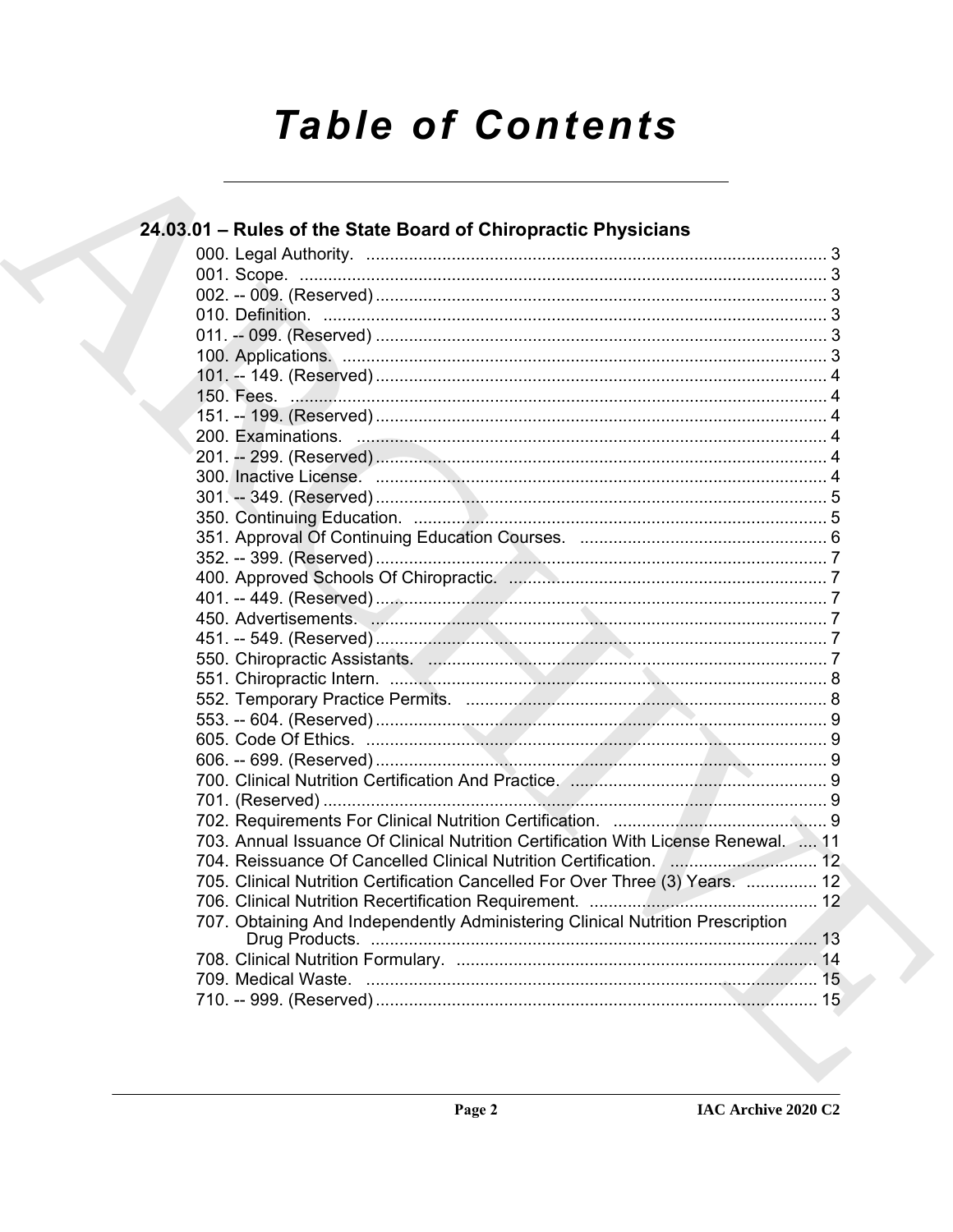# Table of Contents

## 24.03.01 – Rules of the State Board of Chiropractic Physicians

000. Legal Authority. ..... 3
001. Scope. ..... 3
002. -- 009. (Reserved) ..... 3
010. Definition. ..... 3
011. -- 099. (Reserved) ..... 3
100. Applications. ..... 3
101. -- 149. (Reserved) ..... 4
150. Fees. ..... 4
151. -- 199. (Reserved) ..... 4
200. Examinations. ..... 4
201. -- 299. (Reserved) ..... 4
300. Inactive License. ..... 4
301. -- 349. (Reserved) ..... 5
350. Continuing Education. ..... 5
351. Approval Of Continuing Education Courses. ..... 6
352. -- 399. (Reserved) ..... 7
400. Approved Schools Of Chiropractic. ..... 7
401. -- 449. (Reserved) ..... 7
450. Advertisements. ..... 7
451. -- 549. (Reserved) ..... 7
550. Chiropractic Assistants. ..... 7
551. Chiropractic Intern. ..... 8
552. Temporary Practice Permits. ..... 8
553. -- 604. (Reserved) ..... 9
605. Code Of Ethics. ..... 9
606. -- 699. (Reserved) ..... 9
700. Clinical Nutrition Certification And Practice. ..... 9
701. (Reserved) ..... 9
702. Requirements For Clinical Nutrition Certification. ..... 9
703. Annual Issuance Of Clinical Nutrition Certification With License Renewal. ..... 11
704. Reissuance Of Cancelled Clinical Nutrition Certification. ..... 12
705. Clinical Nutrition Certification Cancelled For Over Three (3) Years. ..... 12
706. Clinical Nutrition Recertification Requirement. ..... 12
707. Obtaining And Independently Administering Clinical Nutrition Prescription Drug Products. ..... 13
708. Clinical Nutrition Formulary. ..... 14
709. Medical Waste. ..... 15
710. -- 999. (Reserved) ..... 15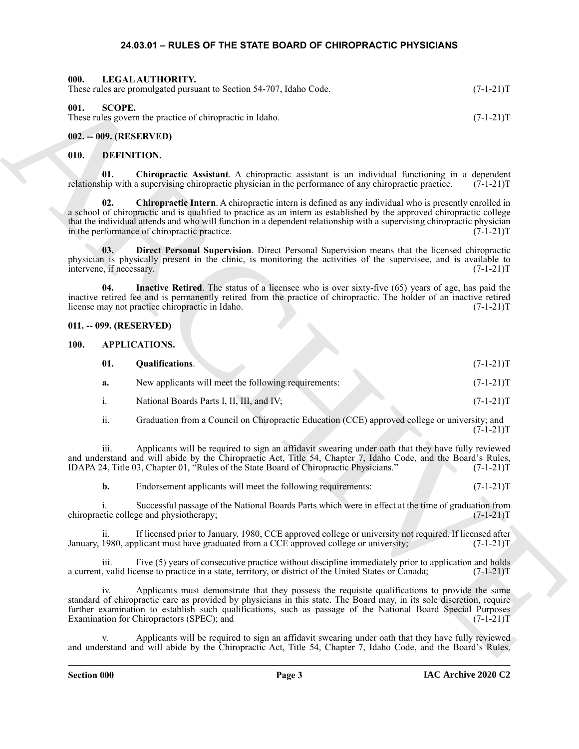# 24.03.01 – RULES OF THE STATE BOARD OF CHIROPRACTIC PHYSICIANS

## 000. LEGAL AUTHORITY.

These rules are promulgated pursuant to Section 54-707, Idaho Code. (7-1-21)T

## 001. SCOPE.

These rules govern the practice of chiropractic in Idaho. (7-1-21)T

## 002. -- 009. (RESERVED)

## 010. DEFINITION.

**01. Chiropractic Assistant**. A chiropractic assistant is an individual functioning in a dependent relationship with a supervising chiropractic physician in the performance of any chiropractic practice. (7-1-21)T

**02. Chiropractic Intern**. A chiropractic intern is defined as any individual who is presently enrolled in a school of chiropractic and is qualified to practice as an intern as established by the approved chiropractic college that the individual attends and who will function in a dependent relationship with a supervising chiropractic physician in the performance of chiropractic practice. (7-1-21)T

**03. Direct Personal Supervision**. Direct Personal Supervision means that the licensed chiropractic physician is physically present in the clinic, is monitoring the activities of the supervisee, and is available to intervene, if necessary. (7-1-21)T

**04. Inactive Retired**. The status of a licensee who is over sixty-five (65) years of age, has paid the inactive retired fee and is permanently retired from the practice of chiropractic. The holder of an inactive retired license may not practice chiropractic in Idaho. (7-1-21)T

## 011. -- 099. (RESERVED)

## 100. APPLICATIONS.

**01. Qualifications**. (7-1-21)T

**a.** New applicants will meet the following requirements: (7-1-21)T

i. National Boards Parts I, II, III, and IV; (7-1-21)T

ii. Graduation from a Council on Chiropractic Education (CCE) approved college or university; and (7-1-21)T

iii. Applicants will be required to sign an affidavit swearing under oath that they have fully reviewed and understand and will abide by the Chiropractic Act, Title 54, Chapter 7, Idaho Code, and the Board's Rules, IDAPA 24, Title 03, Chapter 01, "Rules of the State Board of Chiropractic Physicians." (7-1-21)T

**b.** Endorsement applicants will meet the following requirements: (7-1-21)T

i. Successful passage of the National Boards Parts which were in effect at the time of graduation from chiropractic college and physiotherapy; (7-1-21)T

ii. If licensed prior to January, 1980, CCE approved college or university not required. If licensed after January, 1980, applicant must have graduated from a CCE approved college or university; (7-1-21)T

iii. Five (5) years of consecutive practice without discipline immediately prior to application and holds a current, valid license to practice in a state, territory, or district of the United States or Canada; (7-1-21)T

iv. Applicants must demonstrate that they possess the requisite qualifications to provide the same standard of chiropractic care as provided by physicians in this state. The Board may, in its sole discretion, require further examination to establish such qualifications, such as passage of the National Board Special Purposes Examination for Chiropractors (SPEC); and (7-1-21)T

v. Applicants will be required to sign an affidavit swearing under oath that they have fully reviewed and understand and will abide by the Chiropractic Act, Title 54, Chapter 7, Idaho Code, and the Board's Rules,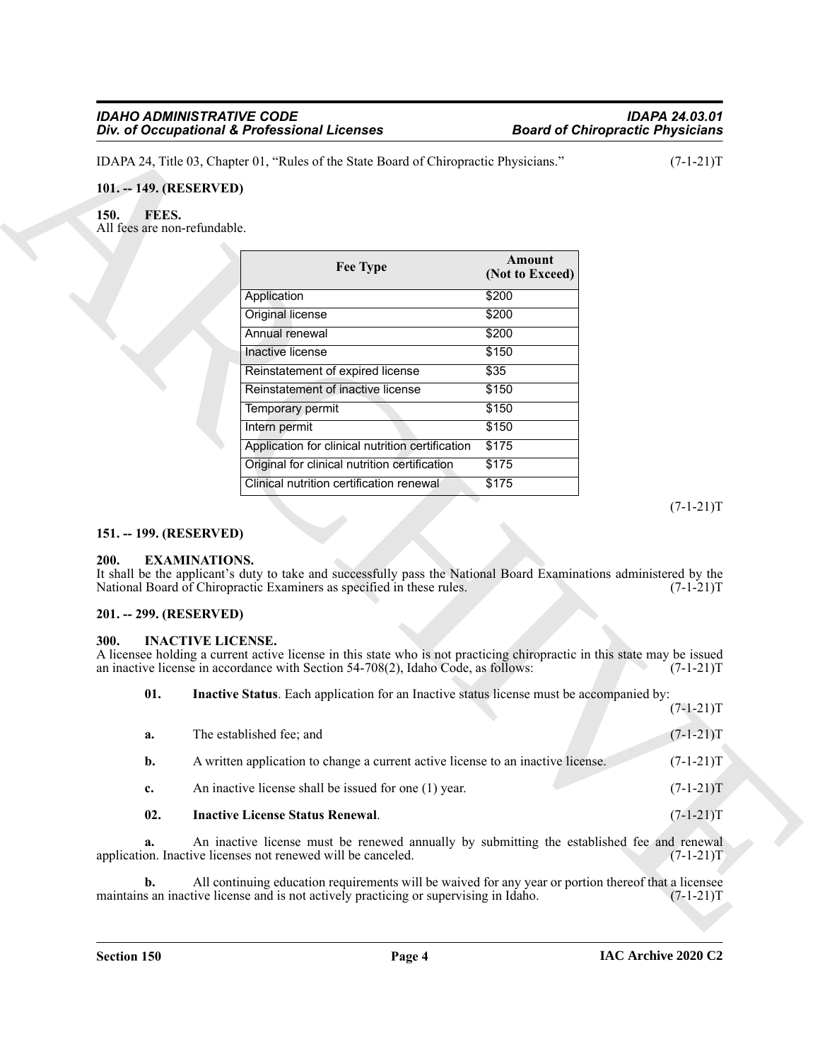IDAPA 24, Title 03, Chapter 01, "Rules of the State Board of Chiropractic Physicians." (7-1-21)T

**101. -- 149. (RESERVED)**

**150. FEES.**

All fees are non-refundable.

| Fee Type | Amount (Not to Exceed) |
|---|---|
| Application | $200 |
| Original license | $200 |
| Annual renewal | $200 |
| Inactive license | $150 |
| Reinstatement of expired license | $35 |
| Reinstatement of inactive license | $150 |
| Temporary permit | $150 |
| Intern permit | $150 |
| Application for clinical nutrition certification | $175 |
| Original for clinical nutrition certification | $175 |
| Clinical nutrition certification renewal | $175 |

(7-1-21)T

**151. -- 199. (RESERVED)**

**200. EXAMINATIONS.**

It shall be the applicant's duty to take and successfully pass the National Board Examinations administered by the National Board of Chiropractic Examiners as specified in these rules. (7-1-21)T

**201. -- 299. (RESERVED)**

**300. INACTIVE LICENSE.**

A licensee holding a current active license in this state who is not practicing chiropractic in this state may be issued an inactive license in accordance with Section 54-708(2), Idaho Code, as follows: (7-1-21)T

**01. Inactive Status**. Each application for an Inactive status license must be accompanied by: (7-1-21)T

**a.** The established fee; and (7-1-21)T

**b.** A written application to change a current active license to an inactive license. (7-1-21)T

**c.** An inactive license shall be issued for one (1) year. (7-1-21)T

**02. Inactive License Status Renewal**. (7-1-21)T

**a.** An inactive license must be renewed annually by submitting the established fee and renewal application. Inactive licenses not renewed will be canceled. (7-1-21)T

**b.** All continuing education requirements will be waived for any year or portion thereof that a licensee maintains an inactive license and is not actively practicing or supervising in Idaho. (7-1-21)T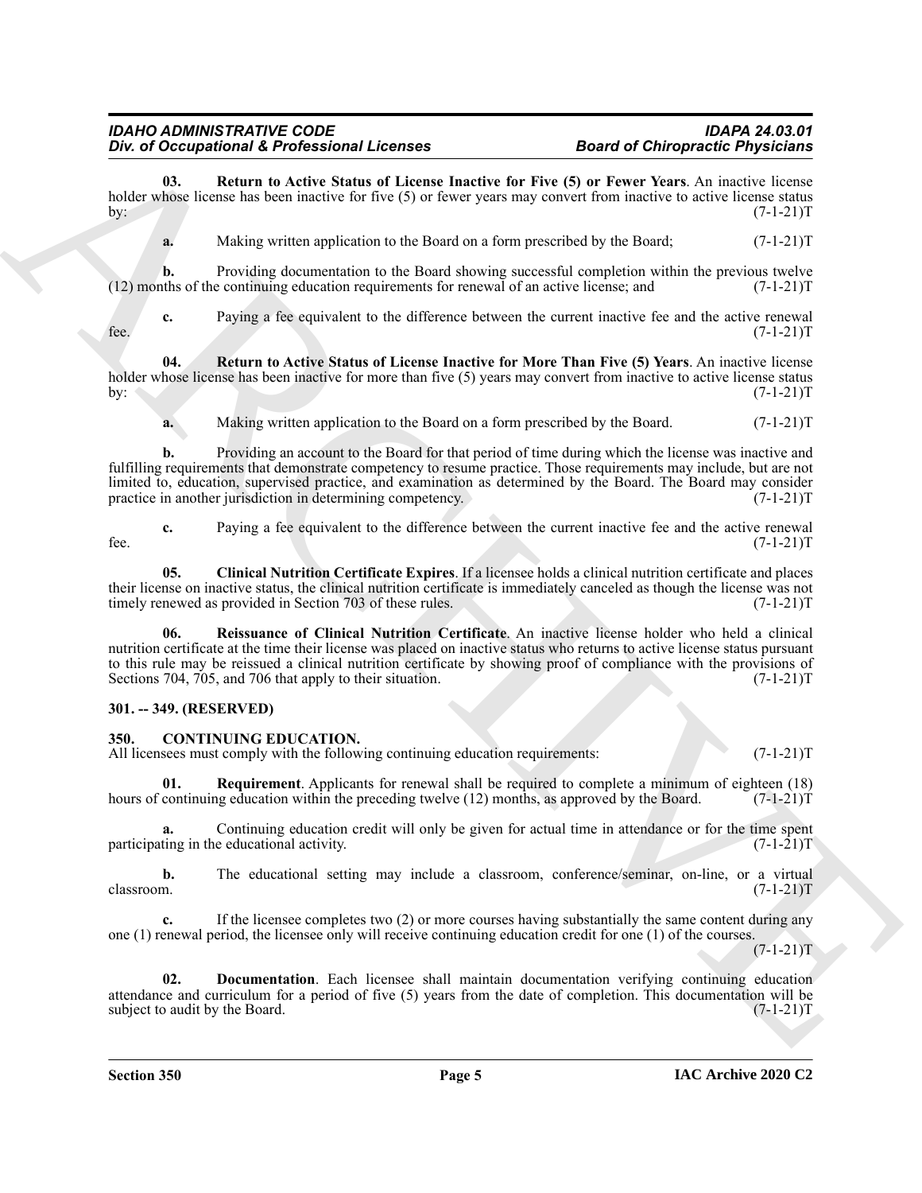**03. Return to Active Status of License Inactive for Five (5) or Fewer Years**. An inactive license holder whose license has been inactive for five (5) or fewer years may convert from inactive to active license status by: (7-1-21)T

**a.** Making written application to the Board on a form prescribed by the Board; (7-1-21)T

**b.** Providing documentation to the Board showing successful completion within the previous twelve (12) months of the continuing education requirements for renewal of an active license; and (7-1-21)T

**c.** Paying a fee equivalent to the difference between the current inactive fee and the active renewal fee. (7-1-21)T

**04. Return to Active Status of License Inactive for More Than Five (5) Years**. An inactive license holder whose license has been inactive for more than five (5) years may convert from inactive to active license status by: (7-1-21)T

**a.** Making written application to the Board on a form prescribed by the Board. (7-1-21)T

**b.** Providing an account to the Board for that period of time during which the license was inactive and fulfilling requirements that demonstrate competency to resume practice. Those requirements may include, but are not limited to, education, supervised practice, and examination as determined by the Board. The Board may consider practice in another jurisdiction in determining competency. (7-1-21)T

**c.** Paying a fee equivalent to the difference between the current inactive fee and the active renewal fee. (7-1-21)T

**05. Clinical Nutrition Certificate Expires**. If a licensee holds a clinical nutrition certificate and places their license on inactive status, the clinical nutrition certificate is immediately canceled as though the license was not timely renewed as provided in Section 703 of these rules. (7-1-21)T

**06. Reissuance of Clinical Nutrition Certificate**. An inactive license holder who held a clinical nutrition certificate at the time their license was placed on inactive status who returns to active license status pursuant to this rule may be reissued a clinical nutrition certificate by showing proof of compliance with the provisions of Sections 704, 705, and 706 that apply to their situation. (7-1-21)T

### 301. -- 349. (RESERVED)

### 350. CONTINUING EDUCATION.

All licensees must comply with the following continuing education requirements: (7-1-21)T

**01. Requirement**. Applicants for renewal shall be required to complete a minimum of eighteen (18) hours of continuing education within the preceding twelve (12) months, as approved by the Board. (7-1-21)T

**a.** Continuing education credit will only be given for actual time in attendance or for the time spent participating in the educational activity. (7-1-21)T

**b.** The educational setting may include a classroom, conference/seminar, on-line, or a virtual classroom. (7-1-21)T

**c.** If the licensee completes two (2) or more courses having substantially the same content during any one (1) renewal period, the licensee only will receive continuing education credit for one (1) of the courses. (7-1-21)T

**02. Documentation**. Each licensee shall maintain documentation verifying continuing education attendance and curriculum for a period of five (5) years from the date of completion. This documentation will be subject to audit by the Board. (7-1-21)T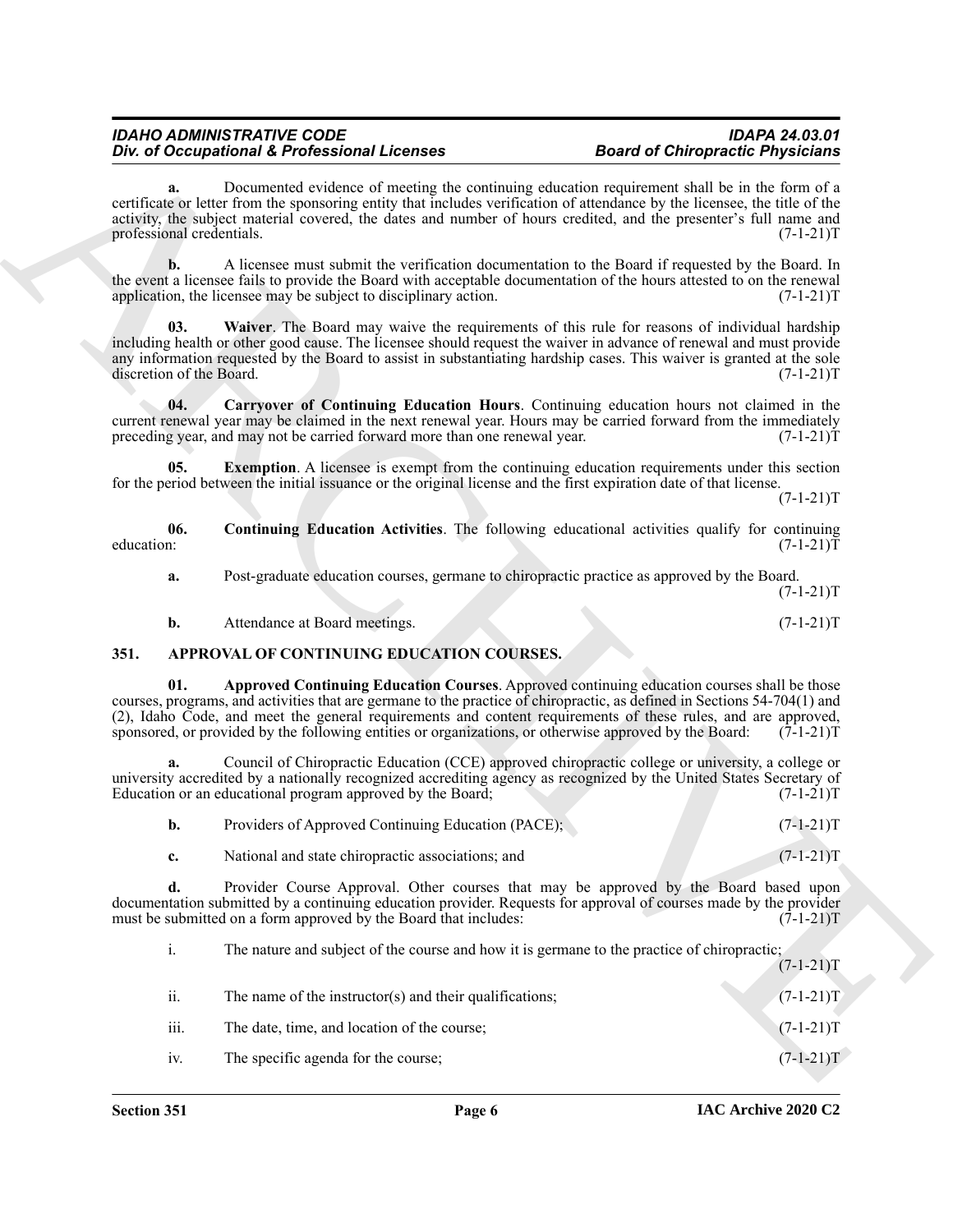**a.** Documented evidence of meeting the continuing education requirement shall be in the form of a certificate or letter from the sponsoring entity that includes verification of attendance by the licensee, the title of the activity, the subject material covered, the dates and number of hours credited, and the presenter's full name and professional credentials. (7-1-21)T

**b.** A licensee must submit the verification documentation to the Board if requested by the Board. In the event a licensee fails to provide the Board with acceptable documentation of the hours attested to on the renewal application, the licensee may be subject to disciplinary action. (7-1-21)T

**03. Waiver**. The Board may waive the requirements of this rule for reasons of individual hardship including health or other good cause. The licensee should request the waiver in advance of renewal and must provide any information requested by the Board to assist in substantiating hardship cases. This waiver is granted at the sole discretion of the Board. (7-1-21)T

**04. Carryover of Continuing Education Hours**. Continuing education hours not claimed in the current renewal year may be claimed in the next renewal year. Hours may be carried forward from the immediately preceding year, and may not be carried forward more than one renewal year. (7-1-21)T

**05. Exemption**. A licensee is exempt from the continuing education requirements under this section for the period between the initial issuance or the original license and the first expiration date of that license. (7-1-21)T

**06. Continuing Education Activities**. The following educational activities qualify for continuing education: (7-1-21)T

**a.** Post-graduate education courses, germane to chiropractic practice as approved by the Board. (7-1-21)T

**b.** Attendance at Board meetings. (7-1-21)T

## 351. APPROVAL OF CONTINUING EDUCATION COURSES.

**01. Approved Continuing Education Courses**. Approved continuing education courses shall be those courses, programs, and activities that are germane to the practice of chiropractic, as defined in Sections 54-704(1) and (2), Idaho Code, and meet the general requirements and content requirements of these rules, and are approved, sponsored, or provided by the following entities or organizations, or otherwise approved by the Board: (7-1-21)T

**a.** Council of Chiropractic Education (CCE) approved chiropractic college or university, a college or university accredited by a nationally recognized accrediting agency as recognized by the United States Secretary of Education or an educational program approved by the Board; (7-1-21)T

**b.** Providers of Approved Continuing Education (PACE); (7-1-21)T

**c.** National and state chiropractic associations; and (7-1-21)T

**d.** Provider Course Approval. Other courses that may be approved by the Board based upon documentation submitted by a continuing education provider. Requests for approval of courses made by the provider must be submitted on a form approved by the Board that includes: (7-1-21)T

i. The nature and subject of the course and how it is germane to the practice of chiropractic; (7-1-21)T

ii. The name of the instructor(s) and their qualifications; (7-1-21)T

iii. The date, time, and location of the course; (7-1-21)T

iv. The specific agenda for the course; (7-1-21)T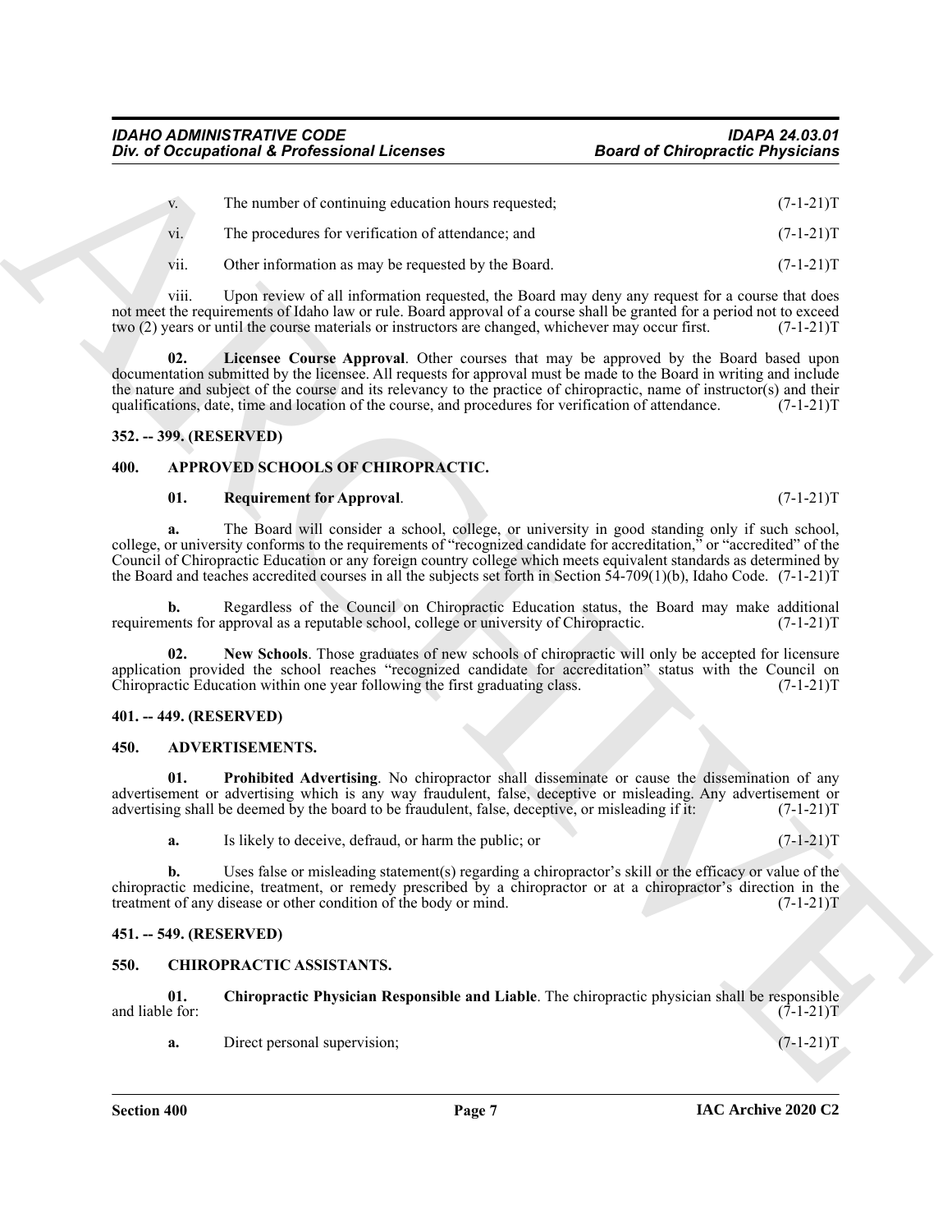v. The number of continuing education hours requested; (7-1-21)T

vi. The procedures for verification of attendance; and (7-1-21)T

vii. Other information as may be requested by the Board. (7-1-21)T

viii. Upon review of all information requested, the Board may deny any request for a course that does not meet the requirements of Idaho law or rule. Board approval of a course shall be granted for a period not to exceed two (2) years or until the course materials or instructors are changed, whichever may occur first. (7-1-21)T

**02. Licensee Course Approval**. Other courses that may be approved by the Board based upon documentation submitted by the licensee. All requests for approval must be made to the Board in writing and include the nature and subject of the course and its relevancy to the practice of chiropractic, name of instructor(s) and their qualifications, date, time and location of the course, and procedures for verification of attendance. (7-1-21)T

**352. -- 399. (RESERVED)**

**400. APPROVED SCHOOLS OF CHIROPRACTIC.**

**01. Requirement for Approval**. (7-1-21)T

**a.** The Board will consider a school, college, or university in good standing only if such school, college, or university conforms to the requirements of "recognized candidate for accreditation," or "accredited" of the Council of Chiropractic Education or any foreign country college which meets equivalent standards as determined by the Board and teaches accredited courses in all the subjects set forth in Section 54-709(1)(b), Idaho Code. (7-1-21)T

**b.** Regardless of the Council on Chiropractic Education status, the Board may make additional requirements for approval as a reputable school, college or university of Chiropractic. (7-1-21)T

**02. New Schools**. Those graduates of new schools of chiropractic will only be accepted for licensure application provided the school reaches "recognized candidate for accreditation" status with the Council on Chiropractic Education within one year following the first graduating class. (7-1-21)T

**401. -- 449. (RESERVED)**

**450. ADVERTISEMENTS.**

**01. Prohibited Advertising**. No chiropractor shall disseminate or cause the dissemination of any advertisement or advertising which is any way fraudulent, false, deceptive or misleading. Any advertisement or advertising shall be deemed by the board to be fraudulent, false, deceptive, or misleading if it: (7-1-21)T

**a.** Is likely to deceive, defraud, or harm the public; or (7-1-21)T

**b.** Uses false or misleading statement(s) regarding a chiropractor's skill or the efficacy or value of the chiropractic medicine, treatment, or remedy prescribed by a chiropractor or at a chiropractor's direction in the treatment of any disease or other condition of the body or mind. (7-1-21)T

**451. -- 549. (RESERVED)**

**550. CHIROPRACTIC ASSISTANTS.**

**01. Chiropractic Physician Responsible and Liable**. The chiropractic physician shall be responsible and liable for: (7-1-21)T

**a.** Direct personal supervision; (7-1-21)T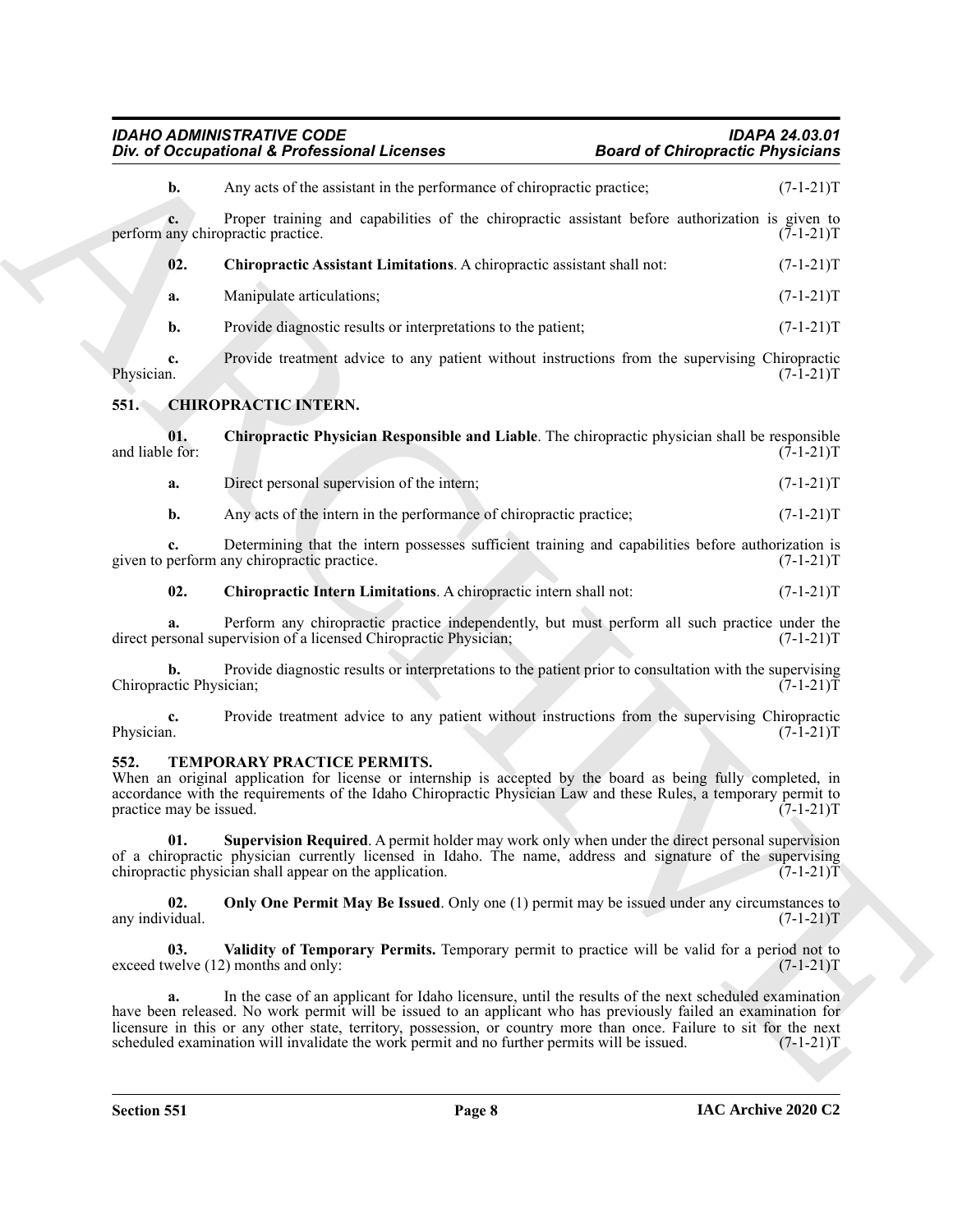**b.** Any acts of the assistant in the performance of chiropractic practice; (7-1-21)T

**c.** Proper training and capabilities of the chiropractic assistant before authorization is given to perform any chiropractic practice. (7-1-21)T

**02. Chiropractic Assistant Limitations**. A chiropractic assistant shall not: (7-1-21)T

**a.** Manipulate articulations; (7-1-21)T

**b.** Provide diagnostic results or interpretations to the patient; (7-1-21)T

**c.** Provide treatment advice to any patient without instructions from the supervising Chiropractic Physician. (7-1-21)T

## 551. CHIROPRACTIC INTERN.

**01. Chiropractic Physician Responsible and Liable**. The chiropractic physician shall be responsible and liable for: (7-1-21)T

**a.** Direct personal supervision of the intern; (7-1-21)T

**b.** Any acts of the intern in the performance of chiropractic practice; (7-1-21)T

**c.** Determining that the intern possesses sufficient training and capabilities before authorization is given to perform any chiropractic practice. (7-1-21)T

**02. Chiropractic Intern Limitations**. A chiropractic intern shall not: (7-1-21)T

**a.** Perform any chiropractic practice independently, but must perform all such practice under the direct personal supervision of a licensed Chiropractic Physician; (7-1-21)T

**b.** Provide diagnostic results or interpretations to the patient prior to consultation with the supervising Chiropractic Physician; (7-1-21)T

**c.** Provide treatment advice to any patient without instructions from the supervising Chiropractic Physician. (7-1-21)T

## 552. TEMPORARY PRACTICE PERMITS.

When an original application for license or internship is accepted by the board as being fully completed, in accordance with the requirements of the Idaho Chiropractic Physician Law and these Rules, a temporary permit to practice may be issued. (7-1-21)T

**01. Supervision Required**. A permit holder may work only when under the direct personal supervision of a chiropractic physician currently licensed in Idaho. The name, address and signature of the supervising chiropractic physician shall appear on the application. (7-1-21)T

**02. Only One Permit May Be Issued**. Only one (1) permit may be issued under any circumstances to any individual. (7-1-21)T

**03. Validity of Temporary Permits.** Temporary permit to practice will be valid for a period not to exceed twelve (12) months and only: (7-1-21)T

**a.** In the case of an applicant for Idaho licensure, until the results of the next scheduled examination have been released. No work permit will be issued to an applicant who has previously failed an examination for licensure in this or any other state, territory, possession, or country more than once. Failure to sit for the next scheduled examination will invalidate the work permit and no further permits will be issued. (7-1-21)T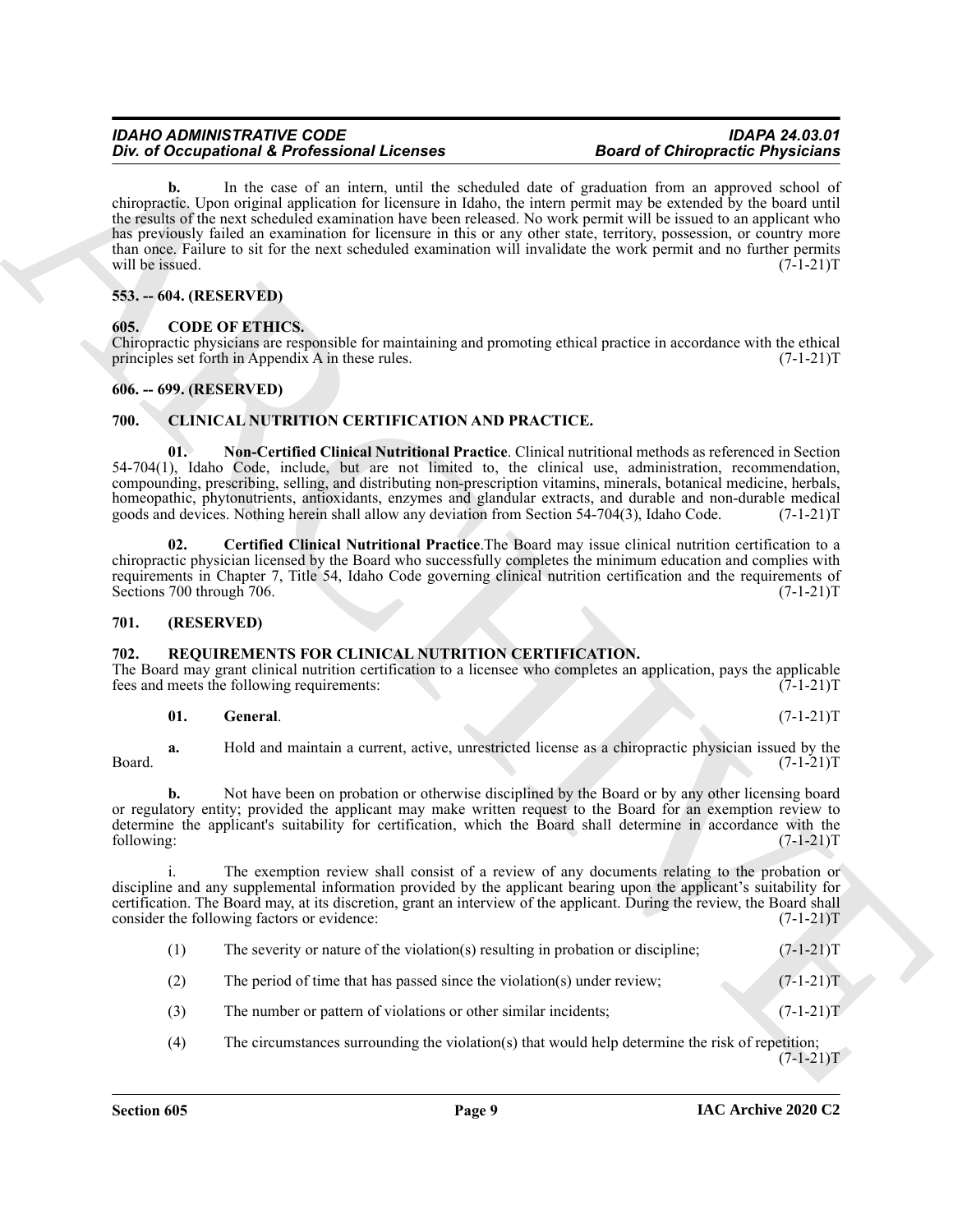**b.** In the case of an intern, until the scheduled date of graduation from an approved school of chiropractic. Upon original application for licensure in Idaho, the intern permit may be extended by the board until the results of the next scheduled examination have been released. No work permit will be issued to an applicant who has previously failed an examination for licensure in this or any other state, territory, possession, or country more than once. Failure to sit for the next scheduled examination will invalidate the work permit and no further permits will be issued. (7-1-21)T

## 553. -- 604. (RESERVED)

## 605. CODE OF ETHICS.

Chiropractic physicians are responsible for maintaining and promoting ethical practice in accordance with the ethical principles set forth in Appendix A in these rules. (7-1-21)T

## 606. -- 699. (RESERVED)

## 700. CLINICAL NUTRITION CERTIFICATION AND PRACTICE.

**01. Non-Certified Clinical Nutritional Practice**. Clinical nutritional methods as referenced in Section 54-704(1), Idaho Code, include, but are not limited to, the clinical use, administration, recommendation, compounding, prescribing, selling, and distributing non-prescription vitamins, minerals, botanical medicine, herbals, homeopathic, phytonutrients, antioxidants, enzymes and glandular extracts, and durable and non-durable medical goods and devices. Nothing herein shall allow any deviation from Section 54-704(3), Idaho Code. (7-1-21)T

**02. Certified Clinical Nutritional Practice**.The Board may issue clinical nutrition certification to a chiropractic physician licensed by the Board who successfully completes the minimum education and complies with requirements in Chapter 7, Title 54, Idaho Code governing clinical nutrition certification and the requirements of Sections 700 through 706. (7-1-21)T

## 701. (RESERVED)

## 702. REQUIREMENTS FOR CLINICAL NUTRITION CERTIFICATION.

The Board may grant clinical nutrition certification to a licensee who completes an application, pays the applicable fees and meets the following requirements: (7-1-21)T

**01. General**. (7-1-21)T

**a.** Hold and maintain a current, active, unrestricted license as a chiropractic physician issued by the Board. (7-1-21)T

**b.** Not have been on probation or otherwise disciplined by the Board or by any other licensing board or regulatory entity; provided the applicant may make written request to the Board for an exemption review to determine the applicant's suitability for certification, which the Board shall determine in accordance with the following: (7-1-21)T

i. The exemption review shall consist of a review of any documents relating to the probation or discipline and any supplemental information provided by the applicant bearing upon the applicant's suitability for certification. The Board may, at its discretion, grant an interview of the applicant. During the review, the Board shall consider the following factors or evidence: (7-1-21)T

(1) The severity or nature of the violation(s) resulting in probation or discipline; (7-1-21)T

(2) The period of time that has passed since the violation(s) under review; (7-1-21)T

(3) The number or pattern of violations or other similar incidents; (7-1-21)T

(4) The circumstances surrounding the violation(s) that would help determine the risk of repetition; (7-1-21)T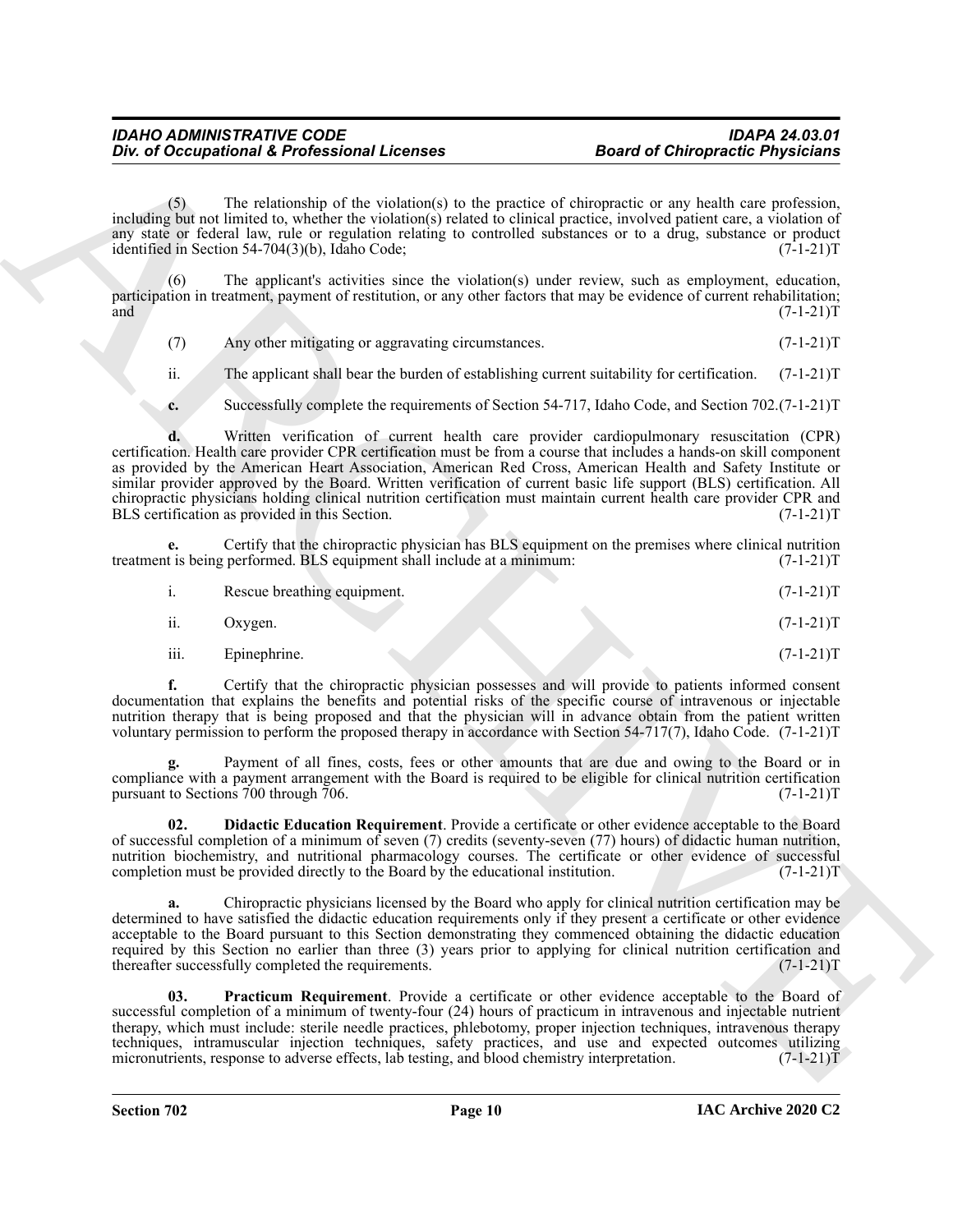(5) The relationship of the violation(s) to the practice of chiropractic or any health care profession, including but not limited to, whether the violation(s) related to clinical practice, involved patient care, a violation of any state or federal law, rule or regulation relating to controlled substances or to a drug, substance or product identified in Section 54-704(3)(b), Idaho Code; (7-1-21)T

(6) The applicant's activities since the violation(s) under review, such as employment, education, participation in treatment, payment of restitution, or any other factors that may be evidence of current rehabilitation; and (7-1-21)T

(7) Any other mitigating or aggravating circumstances. (7-1-21)T

ii. The applicant shall bear the burden of establishing current suitability for certification. (7-1-21)T

**c.** Successfully complete the requirements of Section 54-717, Idaho Code, and Section 702.(7-1-21)T

**d.** Written verification of current health care provider cardiopulmonary resuscitation (CPR) certification. Health care provider CPR certification must be from a course that includes a hands-on skill component as provided by the American Heart Association, American Red Cross, American Health and Safety Institute or similar provider approved by the Board. Written verification of current basic life support (BLS) certification. All chiropractic physicians holding clinical nutrition certification must maintain current health care provider CPR and BLS certification as provided in this Section. (7-1-21)T

**e.** Certify that the chiropractic physician has BLS equipment on the premises where clinical nutrition treatment is being performed. BLS equipment shall include at a minimum: (7-1-21)T

i. Rescue breathing equipment. (7-1-21)T

ii. Oxygen. (7-1-21)T

iii. Epinephrine. (7-1-21)T

**f.** Certify that the chiropractic physician possesses and will provide to patients informed consent documentation that explains the benefits and potential risks of the specific course of intravenous or injectable nutrition therapy that is being proposed and that the physician will in advance obtain from the patient written voluntary permission to perform the proposed therapy in accordance with Section 54-717(7), Idaho Code. (7-1-21)T

**g.** Payment of all fines, costs, fees or other amounts that are due and owing to the Board or in compliance with a payment arrangement with the Board is required to be eligible for clinical nutrition certification pursuant to Sections 700 through 706. (7-1-21)T

**02. Didactic Education Requirement**. Provide a certificate or other evidence acceptable to the Board of successful completion of a minimum of seven (7) credits (seventy-seven (77) hours) of didactic human nutrition, nutrition biochemistry, and nutritional pharmacology courses. The certificate or other evidence of successful completion must be provided directly to the Board by the educational institution. (7-1-21)T

**a.** Chiropractic physicians licensed by the Board who apply for clinical nutrition certification may be determined to have satisfied the didactic education requirements only if they present a certificate or other evidence acceptable to the Board pursuant to this Section demonstrating they commenced obtaining the didactic education required by this Section no earlier than three (3) years prior to applying for clinical nutrition certification and thereafter successfully completed the requirements. (7-1-21)T

**03. Practicum Requirement**. Provide a certificate or other evidence acceptable to the Board of successful completion of a minimum of twenty-four (24) hours of practicum in intravenous and injectable nutrient therapy, which must include: sterile needle practices, phlebotomy, proper injection techniques, intravenous therapy techniques, intramuscular injection techniques, safety practices, and use and expected outcomes utilizing micronutrients, response to adverse effects, lab testing, and blood chemistry interpretation. (7-1-21)T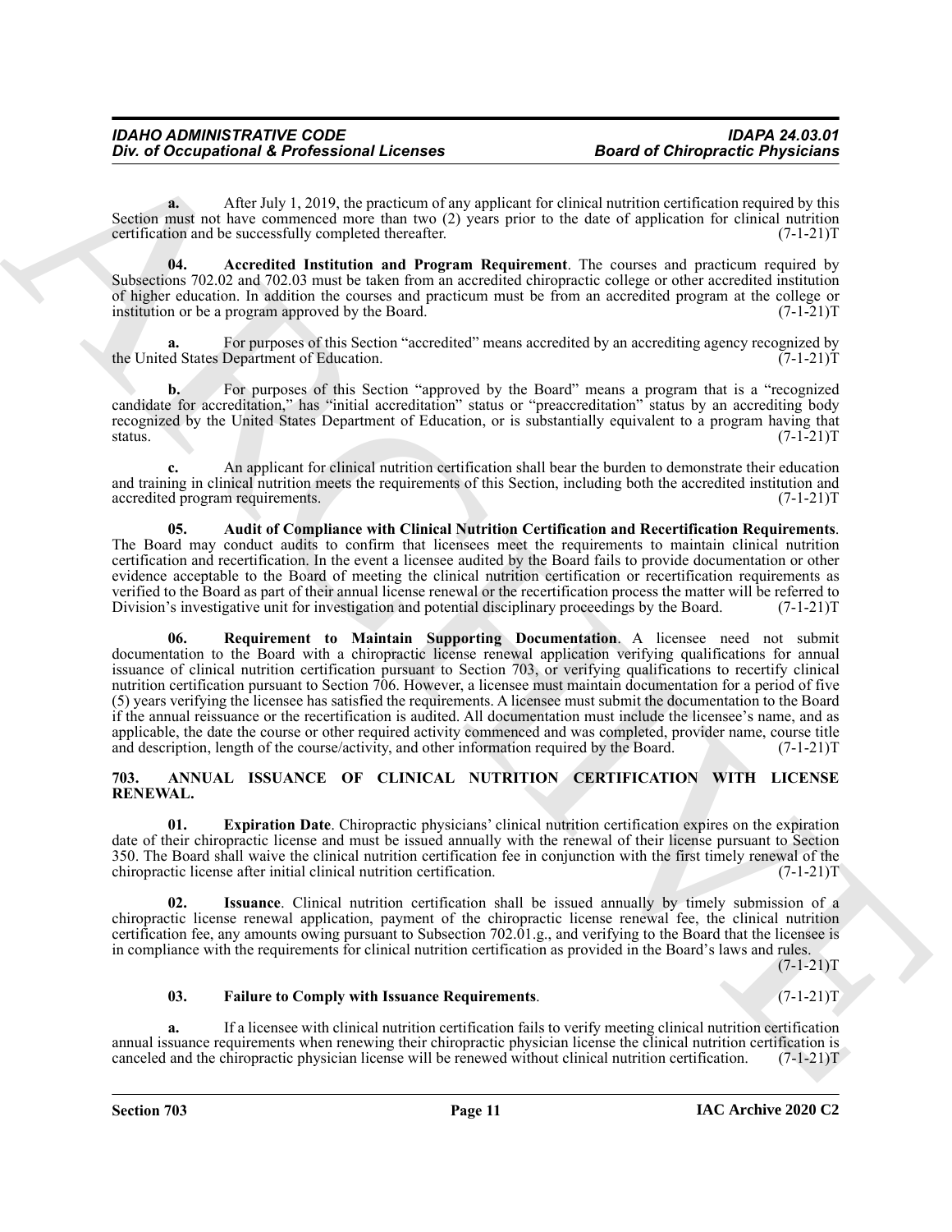**a.** After July 1, 2019, the practicum of any applicant for clinical nutrition certification required by this Section must not have commenced more than two (2) years prior to the date of application for clinical nutrition certification and be successfully completed thereafter. (7-1-21)T

**04. Accredited Institution and Program Requirement**. The courses and practicum required by Subsections 702.02 and 702.03 must be taken from an accredited chiropractic college or other accredited institution of higher education. In addition the courses and practicum must be from an accredited program at the college or institution or be a program approved by the Board. (7-1-21)T

**a.** For purposes of this Section "accredited" means accredited by an accrediting agency recognized by the United States Department of Education. (7-1-21)T

**b.** For purposes of this Section "approved by the Board" means a program that is a "recognized candidate for accreditation," has "initial accreditation" status or "preaccreditation" status by an accrediting body recognized by the United States Department of Education, or is substantially equivalent to a program having that status. (7-1-21)T

**c.** An applicant for clinical nutrition certification shall bear the burden to demonstrate their education and training in clinical nutrition meets the requirements of this Section, including both the accredited institution and accredited program requirements. (7-1-21)T

**05. Audit of Compliance with Clinical Nutrition Certification and Recertification Requirements**. The Board may conduct audits to confirm that licensees meet the requirements to maintain clinical nutrition certification and recertification. In the event a licensee audited by the Board fails to provide documentation or other evidence acceptable to the Board of meeting the clinical nutrition certification or recertification requirements as verified to the Board as part of their annual license renewal or the recertification process the matter will be referred to Division's investigative unit for investigation and potential disciplinary proceedings by the Board. (7-1-21)T

**06. Requirement to Maintain Supporting Documentation**. A licensee need not submit documentation to the Board with a chiropractic license renewal application verifying qualifications for annual issuance of clinical nutrition certification pursuant to Section 703, or verifying qualifications to recertify clinical nutrition certification pursuant to Section 706. However, a licensee must maintain documentation for a period of five (5) years verifying the licensee has satisfied the requirements. A licensee must submit the documentation to the Board if the annual reissuance or the recertification is audited. All documentation must include the licensee's name, and as applicable, the date the course or other required activity commenced and was completed, provider name, course title and description, length of the course/activity, and other information required by the Board. (7-1-21)T

## 703. ANNUAL ISSUANCE OF CLINICAL NUTRITION CERTIFICATION WITH LICENSE RENEWAL.

**01. Expiration Date**. Chiropractic physicians' clinical nutrition certification expires on the expiration date of their chiropractic license and must be issued annually with the renewal of their license pursuant to Section 350. The Board shall waive the clinical nutrition certification fee in conjunction with the first timely renewal of the chiropractic license after initial clinical nutrition certification. (7-1-21)T

**02. Issuance**. Clinical nutrition certification shall be issued annually by timely submission of a chiropractic license renewal application, payment of the chiropractic license renewal fee, the clinical nutrition certification fee, any amounts owing pursuant to Subsection 702.01.g., and verifying to the Board that the licensee is in compliance with the requirements for clinical nutrition certification as provided in the Board's laws and rules. (7-1-21)T

**03. Failure to Comply with Issuance Requirements**. (7-1-21)T

**a.** If a licensee with clinical nutrition certification fails to verify meeting clinical nutrition certification annual issuance requirements when renewing their chiropractic physician license the clinical nutrition certification is canceled and the chiropractic physician license will be renewed without clinical nutrition certification. (7-1-21)T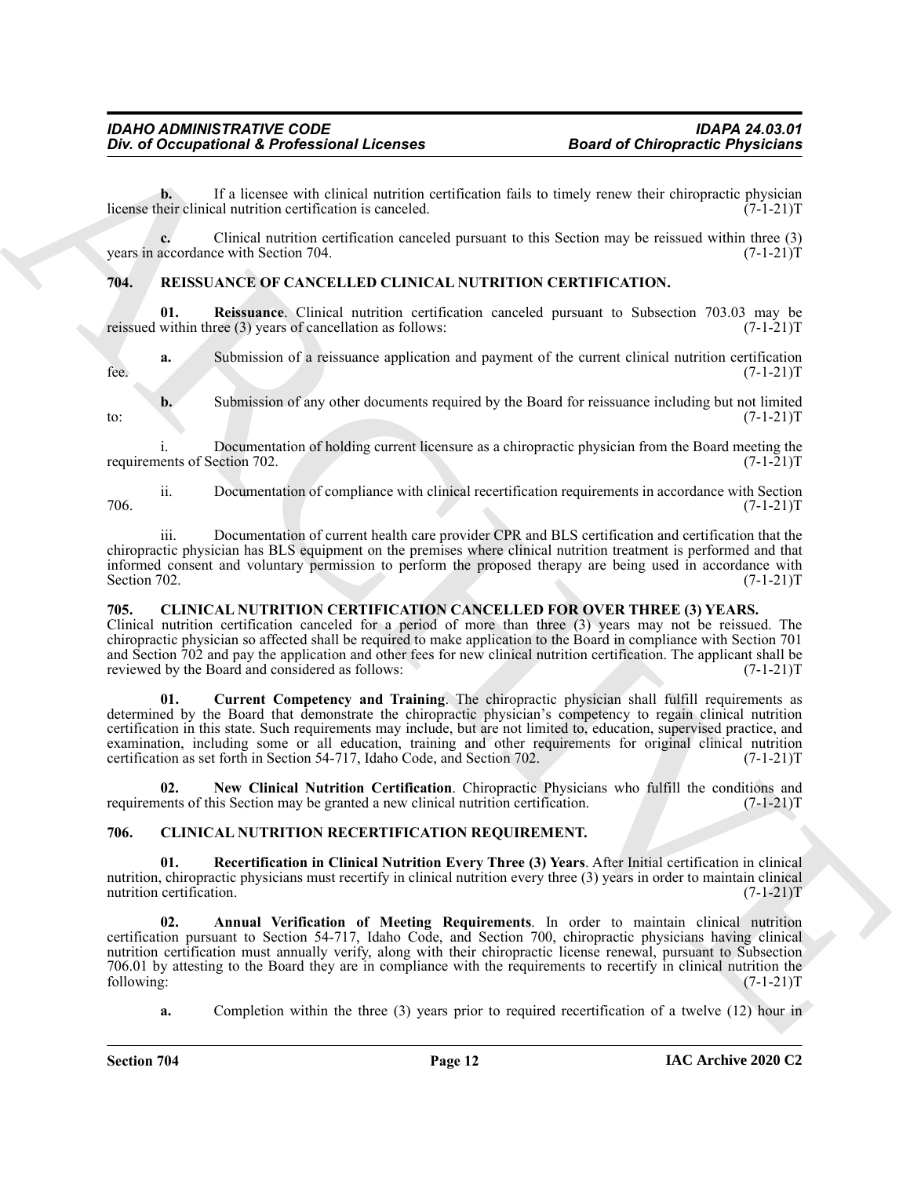**b.** If a licensee with clinical nutrition certification fails to timely renew their chiropractic physician license their clinical nutrition certification is canceled. (7-1-21)T

**c.** Clinical nutrition certification canceled pursuant to this Section may be reissued within three (3) years in accordance with Section 704. (7-1-21)T

## 704. REISSUANCE OF CANCELLED CLINICAL NUTRITION CERTIFICATION.

**01. Reissuance**. Clinical nutrition certification canceled pursuant to Subsection 703.03 may be reissued within three (3) years of cancellation as follows: (7-1-21)T

**a.** Submission of a reissuance application and payment of the current clinical nutrition certification fee. (7-1-21)T

**b.** Submission of any other documents required by the Board for reissuance including but not limited to: (7-1-21)T

i. Documentation of holding current licensure as a chiropractic physician from the Board meeting the requirements of Section 702. (7-1-21)T

ii. Documentation of compliance with clinical recertification requirements in accordance with Section 706. (7-1-21)T

iii. Documentation of current health care provider CPR and BLS certification and certification that the chiropractic physician has BLS equipment on the premises where clinical nutrition treatment is performed and that informed consent and voluntary permission to perform the proposed therapy are being used in accordance with Section 702. (7-1-21)T

## 705. CLINICAL NUTRITION CERTIFICATION CANCELLED FOR OVER THREE (3) YEARS.

Clinical nutrition certification canceled for a period of more than three (3) years may not be reissued. The chiropractic physician so affected shall be required to make application to the Board in compliance with Section 701 and Section 702 and pay the application and other fees for new clinical nutrition certification. The applicant shall be reviewed by the Board and considered as follows: (7-1-21)T

**01. Current Competency and Training**. The chiropractic physician shall fulfill requirements as determined by the Board that demonstrate the chiropractic physician's competency to regain clinical nutrition certification in this state. Such requirements may include, but are not limited to, education, supervised practice, and examination, including some or all education, training and other requirements for original clinical nutrition certification as set forth in Section 54-717, Idaho Code, and Section 702. (7-1-21)T

**02. New Clinical Nutrition Certification**. Chiropractic Physicians who fulfill the conditions and requirements of this Section may be granted a new clinical nutrition certification. (7-1-21)T

## 706. CLINICAL NUTRITION RECERTIFICATION REQUIREMENT.

**01. Recertification in Clinical Nutrition Every Three (3) Years**. After Initial certification in clinical nutrition, chiropractic physicians must recertify in clinical nutrition every three (3) years in order to maintain clinical nutrition certification. (7-1-21)T

**02. Annual Verification of Meeting Requirements**. In order to maintain clinical nutrition certification pursuant to Section 54-717, Idaho Code, and Section 700, chiropractic physicians having clinical nutrition certification must annually verify, along with their chiropractic license renewal, pursuant to Subsection 706.01 by attesting to the Board they are in compliance with the requirements to recertify in clinical nutrition the following: (7-1-21)T

**a.** Completion within the three (3) years prior to required recertification of a twelve (12) hour in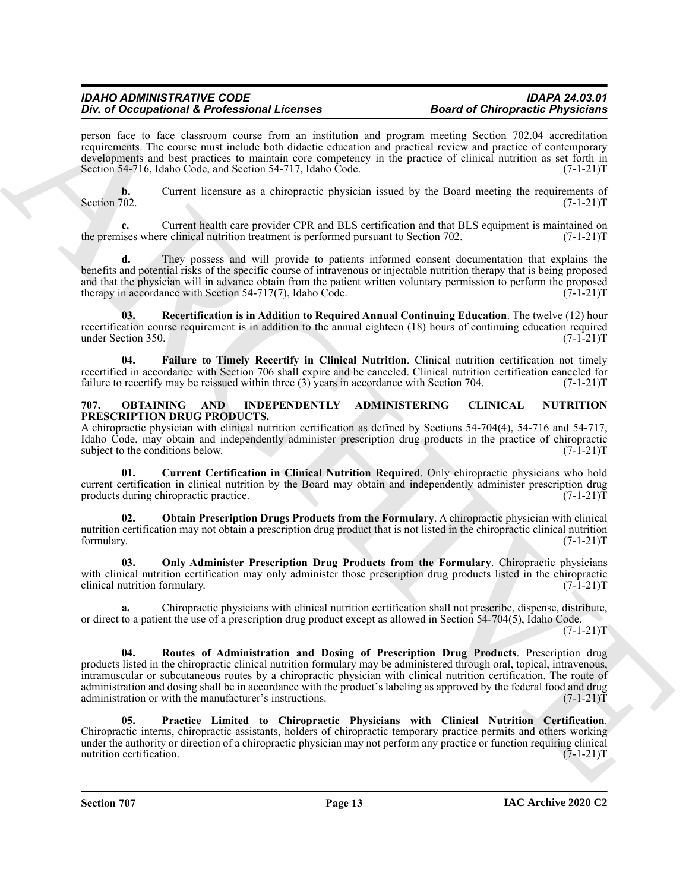person face to face classroom course from an institution and program meeting Section 702.04 accreditation requirements. The course must include both didactic education and practical review and practice of contemporary developments and best practices to maintain core competency in the practice of clinical nutrition as set forth in Section 54-716, Idaho Code, and Section 54-717, Idaho Code. (7-1-21)T

**b.** Current licensure as a chiropractic physician issued by the Board meeting the requirements of Section 702. (7-1-21)T

**c.** Current health care provider CPR and BLS certification and that BLS equipment is maintained on the premises where clinical nutrition treatment is performed pursuant to Section 702. (7-1-21)T

**d.** They possess and will provide to patients informed consent documentation that explains the benefits and potential risks of the specific course of intravenous or injectable nutrition therapy that is being proposed and that the physician will in advance obtain from the patient written voluntary permission to perform the proposed therapy in accordance with Section 54-717(7), Idaho Code. (7-1-21)T

**03. Recertification is in Addition to Required Annual Continuing Education**. The twelve (12) hour recertification course requirement is in addition to the annual eighteen (18) hours of continuing education required under Section 350. (7-1-21)T

**04. Failure to Timely Recertify in Clinical Nutrition**. Clinical nutrition certification not timely recertified in accordance with Section 706 shall expire and be canceled. Clinical nutrition certification canceled for failure to recertify may be reissued within three (3) years in accordance with Section 704. (7-1-21)T

## 707. OBTAINING AND INDEPENDENTLY ADMINISTERING CLINICAL NUTRITION PRESCRIPTION DRUG PRODUCTS.

A chiropractic physician with clinical nutrition certification as defined by Sections 54-704(4), 54-716 and 54-717, Idaho Code, may obtain and independently administer prescription drug products in the practice of chiropractic subject to the conditions below. (7-1-21)T

**01. Current Certification in Clinical Nutrition Required**. Only chiropractic physicians who hold current certification in clinical nutrition by the Board may obtain and independently administer prescription drug products during chiropractic practice. (7-1-21)T

**02. Obtain Prescription Drugs Products from the Formulary**. A chiropractic physician with clinical nutrition certification may not obtain a prescription drug product that is not listed in the chiropractic clinical nutrition formulary. (7-1-21)T

**03. Only Administer Prescription Drug Products from the Formulary**. Chiropractic physicians with clinical nutrition certification may only administer those prescription drug products listed in the chiropractic clinical nutrition formulary. (7-1-21)T

**a.** Chiropractic physicians with clinical nutrition certification shall not prescribe, dispense, distribute, or direct to a patient the use of a prescription drug product except as allowed in Section 54-704(5), Idaho Code. (7-1-21)T

**04. Routes of Administration and Dosing of Prescription Drug Products**. Prescription drug products listed in the chiropractic clinical nutrition formulary may be administered through oral, topical, intravenous, intramuscular or subcutaneous routes by a chiropractic physician with clinical nutrition certification. The route of administration and dosing shall be in accordance with the product's labeling as approved by the federal food and drug administration or with the manufacturer's instructions. (7-1-21)T

**05. Practice Limited to Chiropractic Physicians with Clinical Nutrition Certification**. Chiropractic interns, chiropractic assistants, holders of chiropractic temporary practice permits and others working under the authority or direction of a chiropractic physician may not perform any practice or function requiring clinical nutrition certification. (7-1-21)T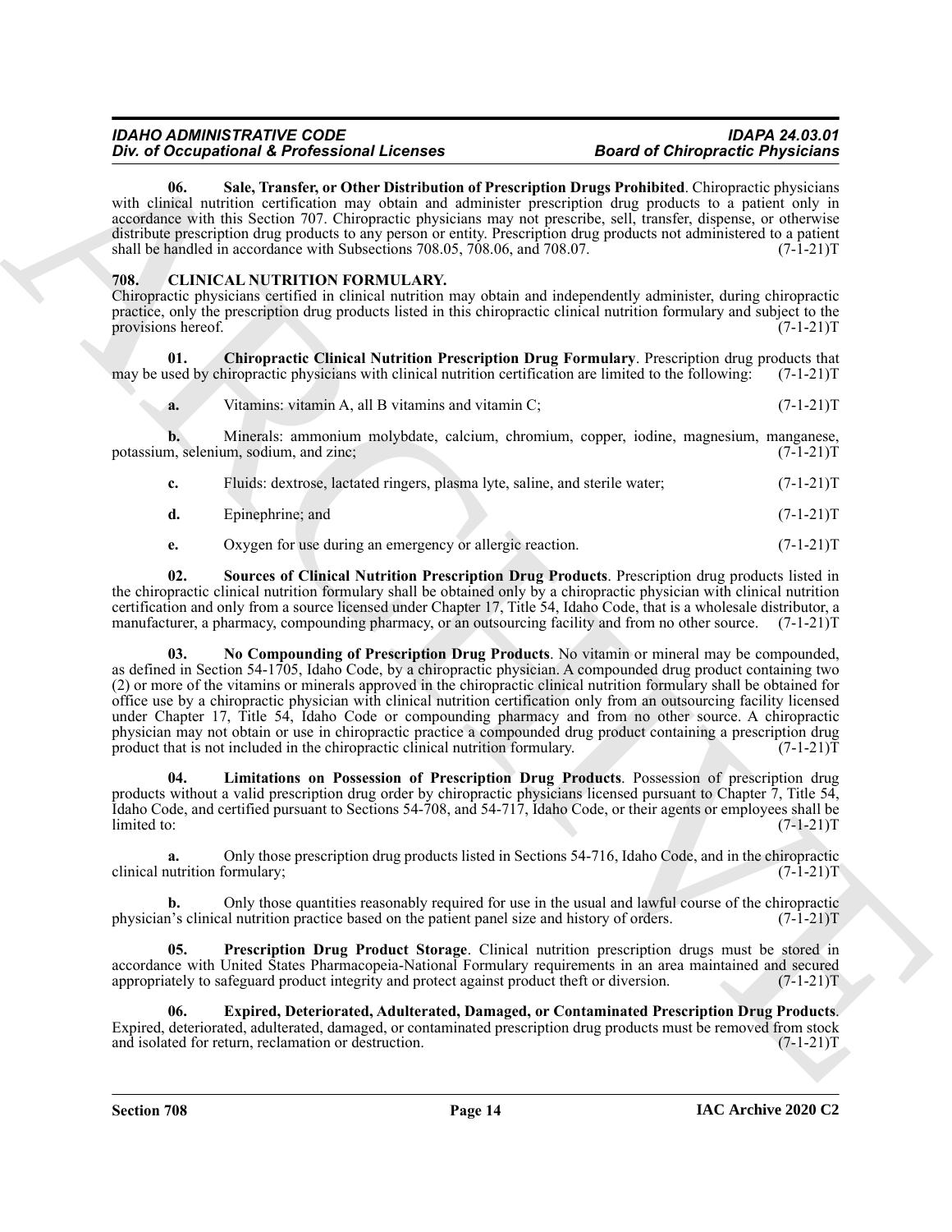**06. Sale, Transfer, or Other Distribution of Prescription Drugs Prohibited**. Chiropractic physicians with clinical nutrition certification may obtain and administer prescription drug products to a patient only in accordance with this Section 707. Chiropractic physicians may not prescribe, sell, transfer, dispense, or otherwise distribute prescription drug products to any person or entity. Prescription drug products not administered to a patient shall be handled in accordance with Subsections 708.05, 708.06, and 708.07. (7-1-21)T

## 708. CLINICAL NUTRITION FORMULARY.

Chiropractic physicians certified in clinical nutrition may obtain and independently administer, during chiropractic practice, only the prescription drug products listed in this chiropractic clinical nutrition formulary and subject to the provisions hereof. (7-1-21)T

**01. Chiropractic Clinical Nutrition Prescription Drug Formulary**. Prescription drug products that may be used by chiropractic physicians with clinical nutrition certification are limited to the following: (7-1-21)T

**a.** Vitamins: vitamin A, all B vitamins and vitamin C; (7-1-21)T

**b.** Minerals: ammonium molybdate, calcium, chromium, copper, iodine, magnesium, manganese, potassium, selenium, sodium, and zinc; (7-1-21)T

**c.** Fluids: dextrose, lactated ringers, plasma lyte, saline, and sterile water; (7-1-21)T

**d.** Epinephrine; and (7-1-21)T

**e.** Oxygen for use during an emergency or allergic reaction. (7-1-21)T

**02. Sources of Clinical Nutrition Prescription Drug Products**. Prescription drug products listed in the chiropractic clinical nutrition formulary shall be obtained only by a chiropractic physician with clinical nutrition certification and only from a source licensed under Chapter 17, Title 54, Idaho Code, that is a wholesale distributor, a manufacturer, a pharmacy, compounding pharmacy, or an outsourcing facility and from no other source. (7-1-21)T

**03. No Compounding of Prescription Drug Products**. No vitamin or mineral may be compounded, as defined in Section 54-1705, Idaho Code, by a chiropractic physician. A compounded drug product containing two (2) or more of the vitamins or minerals approved in the chiropractic clinical nutrition formulary shall be obtained for office use by a chiropractic physician with clinical nutrition certification only from an outsourcing facility licensed under Chapter 17, Title 54, Idaho Code or compounding pharmacy and from no other source. A chiropractic physician may not obtain or use in chiropractic practice a compounded drug product containing a prescription drug product that is not included in the chiropractic clinical nutrition formulary. (7-1-21)T

**04. Limitations on Possession of Prescription Drug Products**. Possession of prescription drug products without a valid prescription drug order by chiropractic physicians licensed pursuant to Chapter 7, Title 54, Idaho Code, and certified pursuant to Sections 54-708, and 54-717, Idaho Code, or their agents or employees shall be limited to: (7-1-21)T

**a.** Only those prescription drug products listed in Sections 54-716, Idaho Code, and in the chiropractic clinical nutrition formulary; (7-1-21)T

**b.** Only those quantities reasonably required for use in the usual and lawful course of the chiropractic physician's clinical nutrition practice based on the patient panel size and history of orders. (7-1-21)T

**05. Prescription Drug Product Storage**. Clinical nutrition prescription drugs must be stored in accordance with United States Pharmacopeia-National Formulary requirements in an area maintained and secured appropriately to safeguard product integrity and protect against product theft or diversion. (7-1-21)T

**06. Expired, Deteriorated, Adulterated, Damaged, or Contaminated Prescription Drug Products**. Expired, deteriorated, adulterated, damaged, or contaminated prescription drug products must be removed from stock and isolated for return, reclamation or destruction. (7-1-21)T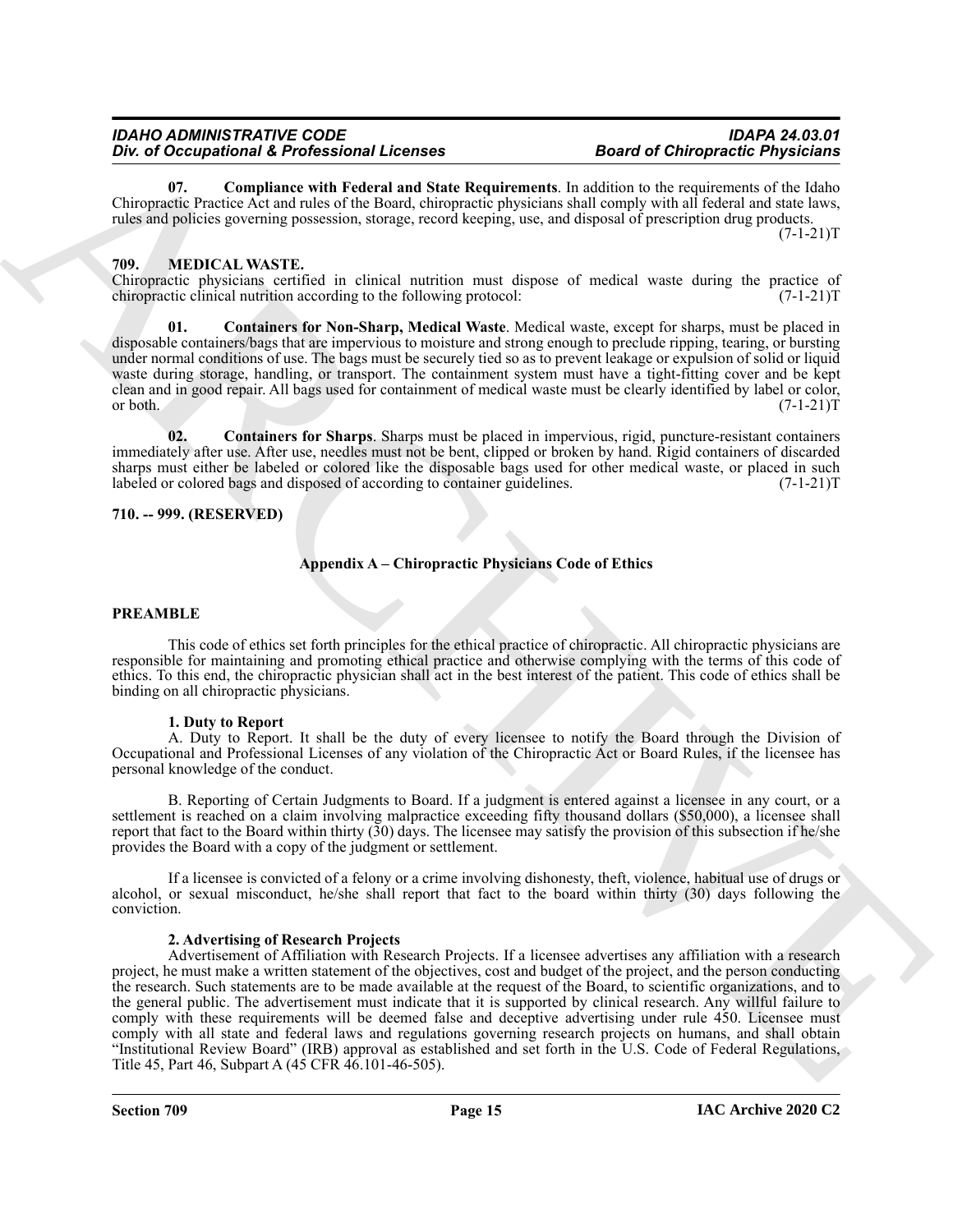**07. Compliance with Federal and State Requirements**. In addition to the requirements of the Idaho Chiropractic Practice Act and rules of the Board, chiropractic physicians shall comply with all federal and state laws, rules and policies governing possession, storage, record keeping, use, and disposal of prescription drug products. (7-1-21)T

### 709. MEDICAL WASTE.

Chiropractic physicians certified in clinical nutrition must dispose of medical waste during the practice of chiropractic clinical nutrition according to the following protocol: (7-1-21)T

**01. Containers for Non-Sharp, Medical Waste**. Medical waste, except for sharps, must be placed in disposable containers/bags that are impervious to moisture and strong enough to preclude ripping, tearing, or bursting under normal conditions of use. The bags must be securely tied so as to prevent leakage or expulsion of solid or liquid waste during storage, handling, or transport. The containment system must have a tight-fitting cover and be kept clean and in good repair. All bags used for containment of medical waste must be clearly identified by label or color, or both. (7-1-21)T

**02. Containers for Sharps**. Sharps must be placed in impervious, rigid, puncture-resistant containers immediately after use. After use, needles must not be bent, clipped or broken by hand. Rigid containers of discarded sharps must either be labeled or colored like the disposable bags used for other medical waste, or placed in such labeled or colored bags and disposed of according to container guidelines. (7-1-21)T

### 710. -- 999. (RESERVED)

## Appendix A – Chiropractic Physicians Code of Ethics

### PREAMBLE

This code of ethics set forth principles for the ethical practice of chiropractic. All chiropractic physicians are responsible for maintaining and promoting ethical practice and otherwise complying with the terms of this code of ethics. To this end, the chiropractic physician shall act in the best interest of the patient. This code of ethics shall be binding on all chiropractic physicians.

**1. Duty to Report**

A. Duty to Report. It shall be the duty of every licensee to notify the Board through the Division of Occupational and Professional Licenses of any violation of the Chiropractic Act or Board Rules, if the licensee has personal knowledge of the conduct.

B. Reporting of Certain Judgments to Board. If a judgment is entered against a licensee in any court, or a settlement is reached on a claim involving malpractice exceeding fifty thousand dollars ($50,000), a licensee shall report that fact to the Board within thirty (30) days. The licensee may satisfy the provision of this subsection if he/she provides the Board with a copy of the judgment or settlement.

If a licensee is convicted of a felony or a crime involving dishonesty, theft, violence, habitual use of drugs or alcohol, or sexual misconduct, he/she shall report that fact to the board within thirty (30) days following the conviction.

**2. Advertising of Research Projects**

Advertisement of Affiliation with Research Projects. If a licensee advertises any affiliation with a research project, he must make a written statement of the objectives, cost and budget of the project, and the person conducting the research. Such statements are to be made available at the request of the Board, to scientific organizations, and to the general public. The advertisement must indicate that it is supported by clinical research. Any willful failure to comply with these requirements will be deemed false and deceptive advertising under rule 450. Licensee must comply with all state and federal laws and regulations governing research projects on humans, and shall obtain "Institutional Review Board" (IRB) approval as established and set forth in the U.S. Code of Federal Regulations, Title 45, Part 46, Subpart A (45 CFR 46.101-46-505).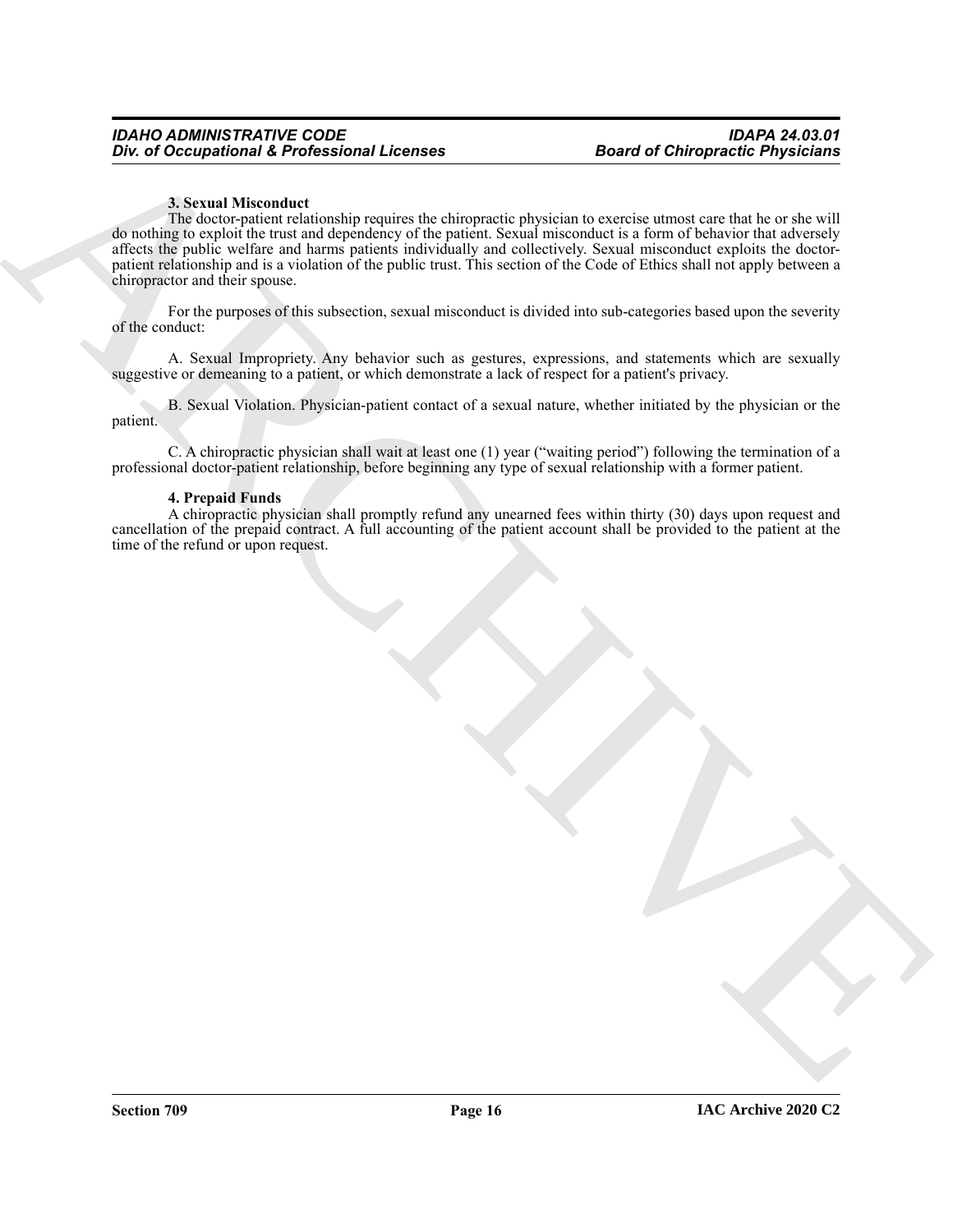**3. Sexual Misconduct**

The doctor-patient relationship requires the chiropractic physician to exercise utmost care that he or she will do nothing to exploit the trust and dependency of the patient. Sexual misconduct is a form of behavior that adversely affects the public welfare and harms patients individually and collectively. Sexual misconduct exploits the doctor-patient relationship and is a violation of the public trust. This section of the Code of Ethics shall not apply between a chiropractor and their spouse.

For the purposes of this subsection, sexual misconduct is divided into sub-categories based upon the severity of the conduct:

A. Sexual Impropriety. Any behavior such as gestures, expressions, and statements which are sexually suggestive or demeaning to a patient, or which demonstrate a lack of respect for a patient's privacy.

B. Sexual Violation. Physician-patient contact of a sexual nature, whether initiated by the physician or the patient.

C. A chiropractic physician shall wait at least one (1) year ("waiting period") following the termination of a professional doctor-patient relationship, before beginning any type of sexual relationship with a former patient.

**4. Prepaid Funds**

A chiropractic physician shall promptly refund any unearned fees within thirty (30) days upon request and cancellation of the prepaid contract. A full accounting of the patient account shall be provided to the patient at the time of the refund or upon request.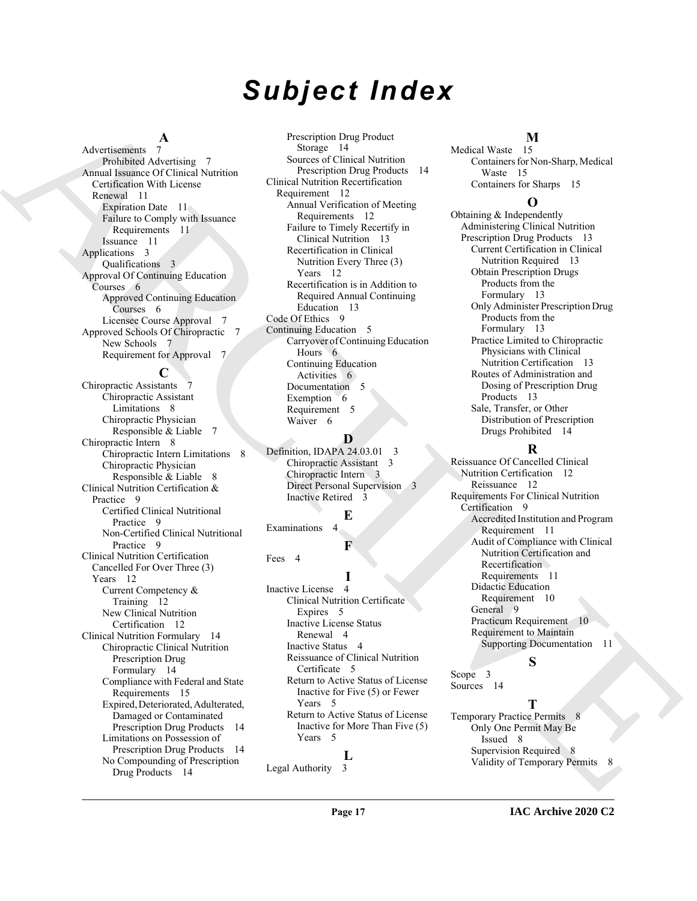# Subject Index

**A**

Advertisements 7
- Prohibited Advertising 7

Annual Issuance Of Clinical Nutrition Certification With License Renewal 11
- Expiration Date 11
- Failure to Comply with Issuance Requirements 11
- Issuance 11

Applications 3
- Qualifications 3

Approval Of Continuing Education Courses 6
- Approved Continuing Education Courses 6
- Licensee Course Approval 7

Approved Schools Of Chiropractic 7
- New Schools 7
- Requirement for Approval 7

**C**

Chiropractic Assistants 7
- Chiropractic Assistant Limitations 8
- Chiropractic Physician Responsible & Liable 7

Chiropractic Intern 8
- Chiropractic Intern Limitations 8
- Chiropractic Physician Responsible & Liable 8

Clinical Nutrition Certification & Practice 9
- Certified Clinical Nutritional Practice 9
- Non-Certified Clinical Nutritional Practice 9

Clinical Nutrition Certification Cancelled For Over Three (3) Years 12
- Current Competency & Training 12
- New Clinical Nutrition Certification 12

Clinical Nutrition Formulary 14
- Chiropractic Clinical Nutrition Prescription Drug Formulary 14
- Compliance with Federal and State Requirements 15
- Expired, Deteriorated, Adulterated, Damaged or Contaminated Prescription Drug Products 14
- Limitations on Possession of Prescription Drug Products 14
- No Compounding of Prescription Drug Products 14
- Prescription Drug Product Storage 14
- Sources of Clinical Nutrition Prescription Drug Products 14

Clinical Nutrition Recertification Requirement 12
- Annual Verification of Meeting Requirements 12
- Failure to Timely Recertify in Clinical Nutrition 13
- Recertification in Clinical Nutrition Every Three (3) Years 12
- Recertification is in Addition to Required Annual Continuing Education 13

Code Of Ethics 9

Continuing Education 5
- Carryover of Continuing Education Hours 6
- Continuing Education Activities 6
- Documentation 5
- Exemption 6
- Requirement 5
- Waiver 6

**D**

Definition, IDAPA 24.03.01 3
- Chiropractic Assistant 3
- Chiropractic Intern 3
- Direct Personal Supervision 3
- Inactive Retired 3

**E**

Examinations 4

**F**

Fees 4

**I**

Inactive License 4
- Clinical Nutrition Certificate Expires 5
- Inactive License Status Renewal 4
- Inactive Status 4
- Reissuance of Clinical Nutrition Certificate 5
- Return to Active Status of License Inactive for Five (5) or Fewer Years 5
- Return to Active Status of License Inactive for More Than Five (5) Years 5

**L**

Legal Authority 3

**M**

Medical Waste 15
- Containers for Non-Sharp, Medical Waste 15
- Containers for Sharps 15

**O**

Obtaining & Independently Administering Clinical Nutrition Prescription Drug Products 13
- Current Certification in Clinical Nutrition Required 13
- Obtain Prescription Drugs Products from the Formulary 13
- Only Administer Prescription Drug Products from the Formulary 13
- Practice Limited to Chiropractic Physicians with Clinical Nutrition Certification 13
- Routes of Administration and Dosing of Prescription Drug Products 13
- Sale, Transfer, or Other Distribution of Prescription Drugs Prohibited 14

**R**

Reissuance Of Cancelled Clinical Nutrition Certification 12
- Reissuance 12

Requirements For Clinical Nutrition Certification 9
- Accredited Institution and Program Requirement 11
- Audit of Compliance with Clinical Nutrition Certification and Recertification Requirements 11
- Didactic Education Requirement 10
- General 9
- Practicum Requirement 10
- Requirement to Maintain Supporting Documentation 11

**S**

Scope 3

Sources 14

**T**

Temporary Practice Permits 8
- Only One Permit May Be Issued 8
- Supervision Required 8
- Validity of Temporary Permits 8